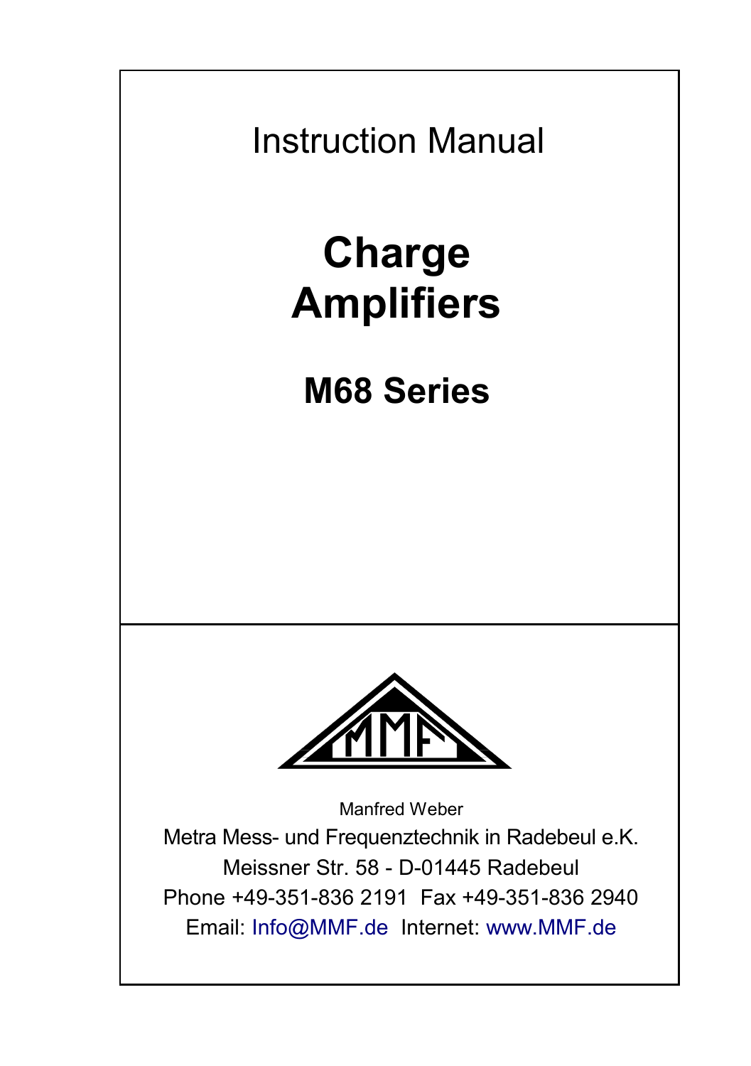Instruction Manual

# Charge Amplifiers

## M68 Series

Manfred Weber

Metra Mess- und Frequenztechnik in Radebeul e.K.

Meissner Str. 58 - D-01445 Radebeul

Phone +49-351-836 2191 Fax +49-351-836 2940

Email: Info@MMF.de Internet: www.MMF.de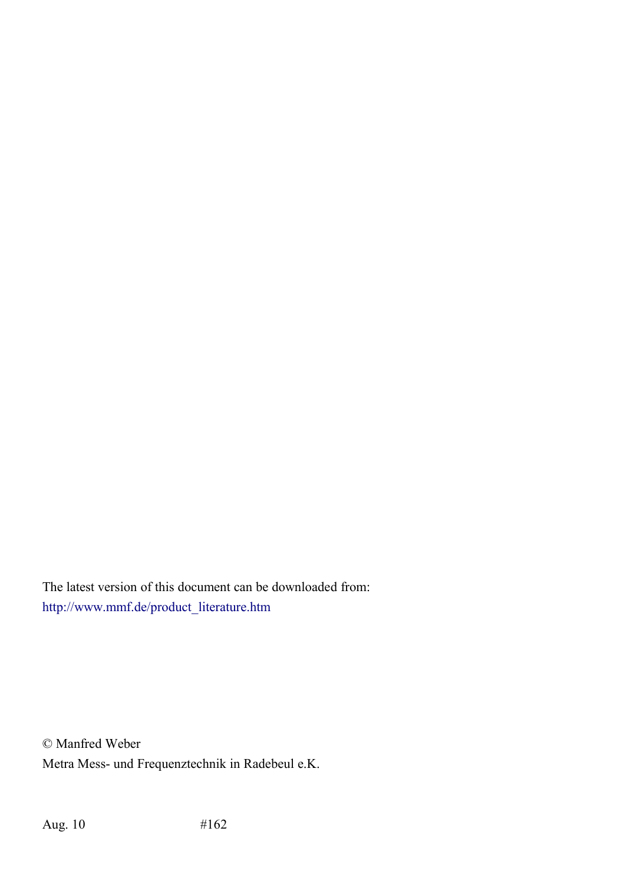The latest version of this document can be downloaded from:
http://www.mmf.de/product_literature.htm

© Manfred Weber
Metra Mess- und Frequenztechnik in Radebeul e.K.

Aug. 10 #162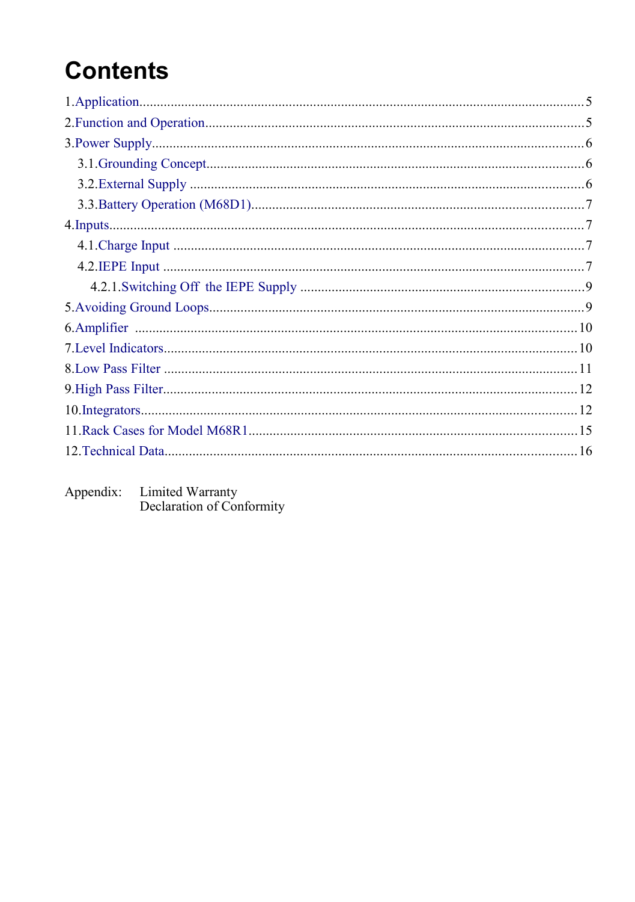# Contents

1. Application .......... 5
2. Function and Operation .......... 5
3. Power Supply .......... 6
   - 3.1. Grounding Concept .......... 6
   - 3.2. External Supply .......... 6
   - 3.3. Battery Operation (M68D1) .......... 7
4. Inputs .......... 7
   - 4.1. Charge Input .......... 7
   - 4.2. IEPE Input .......... 7
     - 4.2.1. Switching Off the IEPE Supply .......... 9
5. Avoiding Ground Loops .......... 9
6. Amplifier .......... 10
7. Level Indicators .......... 10
8. Low Pass Filter .......... 11
9. High Pass Filter .......... 12
10. Integrators .......... 12
11. Rack Cases for Model M68R1 .......... 15
12. Technical Data .......... 16

Appendix: Limited Warranty
Declaration of Conformity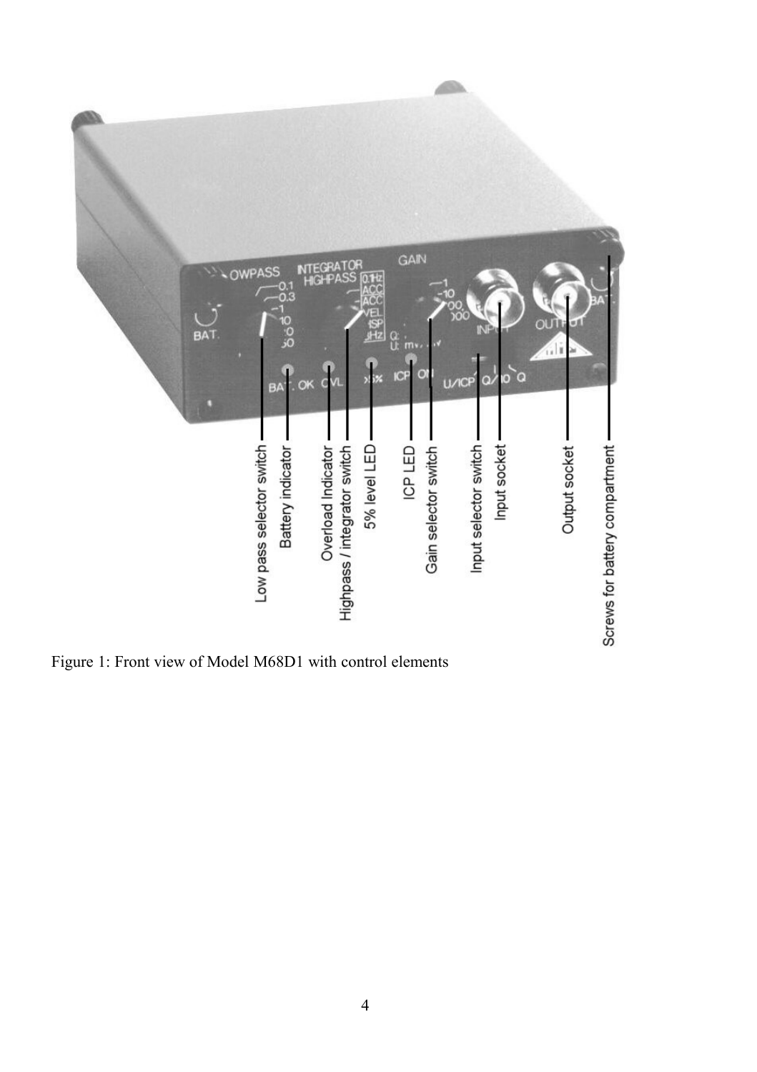Low pass selector switch

Battery indicator

Overload Indicator

Highpass / integrator switch

5% level LED

ICP LED

Gain selector switch

Input selector switch

Input socket

Output socket

Screws for battery compartment

Figure 1: Front view of Model M68D1 with control elements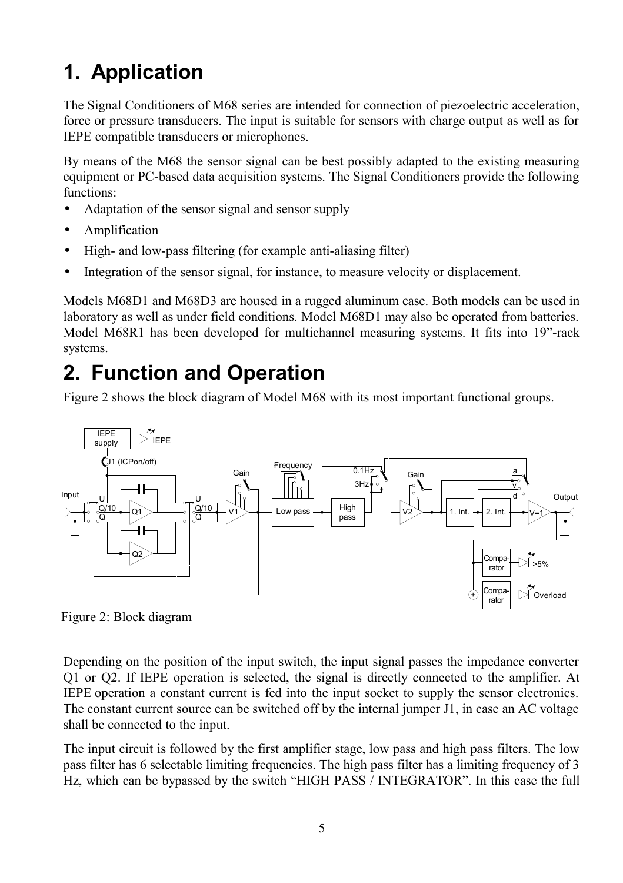# 1. Application

The Signal Conditioners of M68 series are intended for connection of piezoelectric acceleration, force or pressure transducers. The input is suitable for sensors with charge output as well as for IEPE compatible transducers or microphones.

By means of the M68 the sensor signal can be best possibly adapted to the existing measuring equipment or PC-based data acquisition systems. The Signal Conditioners provide the following functions:

- Adaptation of the sensor signal and sensor supply
- Amplification
- High- and low-pass filtering (for example anti-aliasing filter)
- Integration of the sensor signal, for instance, to measure velocity or displacement.

Models M68D1 and M68D3 are housed in a rugged aluminum case. Both models can be used in laboratory as well as under field conditions. Model M68D1 may also be operated from batteries. Model M68R1 has been developed for multichannel measuring systems. It fits into 19"-rack systems.

# 2. Function and Operation

Figure 2 shows the block diagram of Model M68 with its most important functional groups.

Figure 2: Block diagram

Depending on the position of the input switch, the input signal passes the impedance converter Q1 or Q2. If IEPE operation is selected, the signal is directly connected to the amplifier. At IEPE operation a constant current is fed into the input socket to supply the sensor electronics. The constant current source can be switched off by the internal jumper J1, in case an AC voltage shall be connected to the input.

The input circuit is followed by the first amplifier stage, low pass and high pass filters. The low pass filter has 6 selectable limiting frequencies. The high pass filter has a limiting frequency of 3 Hz, which can be bypassed by the switch "HIGH PASS / INTEGRATOR". In this case the full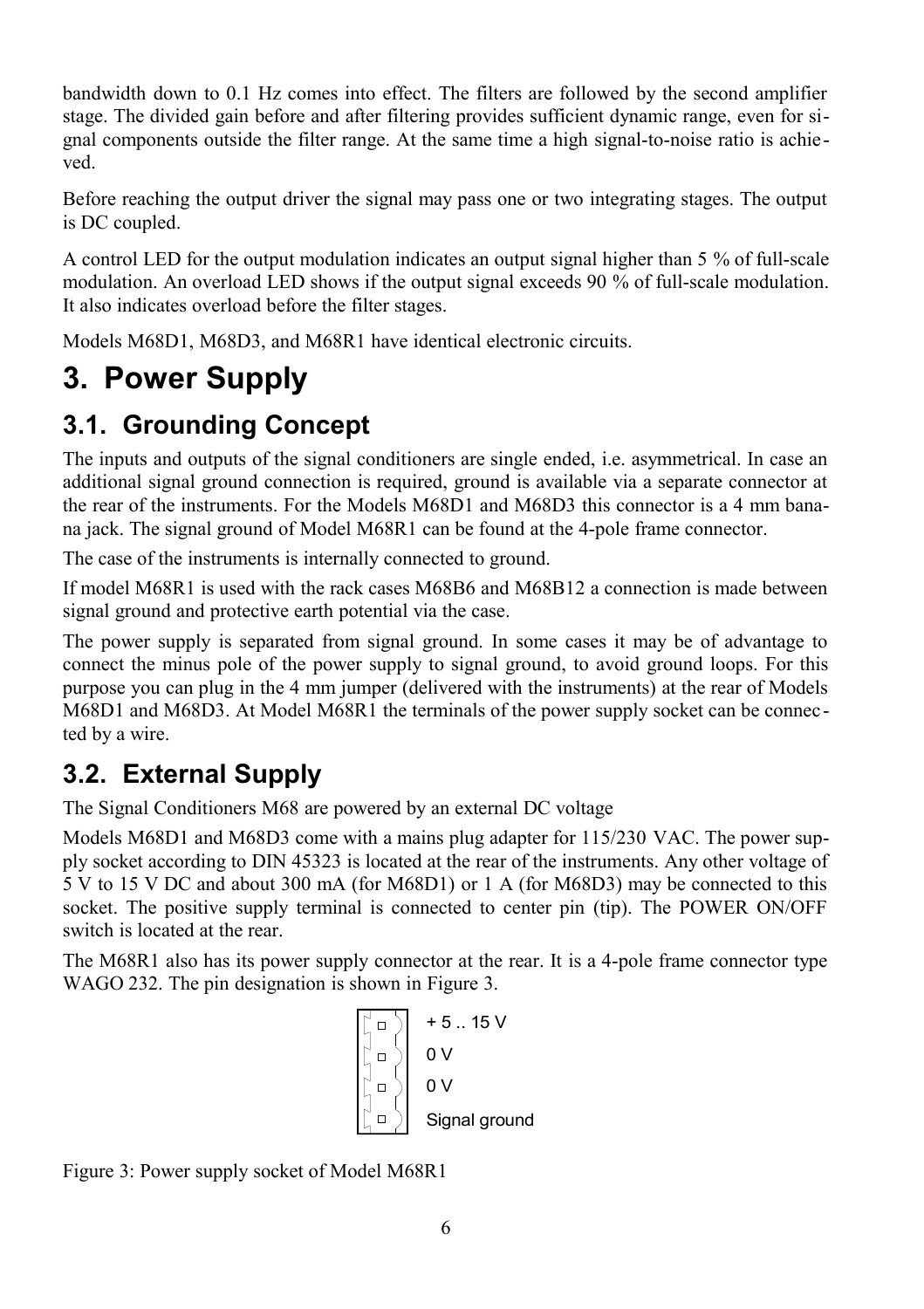bandwidth down to 0.1 Hz comes into effect. The filters are followed by the second amplifier stage. The divided gain before and after filtering provides sufficient dynamic range, even for signal components outside the filter range. At the same time a high signal-to-noise ratio is achieved.

Before reaching the output driver the signal may pass one or two integrating stages. The output is DC coupled.

A control LED for the output modulation indicates an output signal higher than 5 % of full-scale modulation. An overload LED shows if the output signal exceeds 90 % of full-scale modulation. It also indicates overload before the filter stages.

Models M68D1, M68D3, and M68R1 have identical electronic circuits.

# 3. Power Supply

## 3.1. Grounding Concept

The inputs and outputs of the signal conditioners are single ended, i.e. asymmetrical. In case an additional signal ground connection is required, ground is available via a separate connector at the rear of the instruments. For the Models M68D1 and M68D3 this connector is a 4 mm banana jack. The signal ground of Model M68R1 can be found at the 4-pole frame connector.

The case of the instruments is internally connected to ground.

If model M68R1 is used with the rack cases M68B6 and M68B12 a connection is made between signal ground and protective earth potential via the case.

The power supply is separated from signal ground. In some cases it may be of advantage to connect the minus pole of the power supply to signal ground, to avoid ground loops. For this purpose you can plug in the 4 mm jumper (delivered with the instruments) at the rear of Models M68D1 and M68D3. At Model M68R1 the terminals of the power supply socket can be connected by a wire.

## 3.2. External Supply

The Signal Conditioners M68 are powered by an external DC voltage

Models M68D1 and M68D3 come with a mains plug adapter for 115/230 VAC. The power supply socket according to DIN 45323 is located at the rear of the instruments. Any other voltage of 5 V to 15 V DC and about 300 mA (for M68D1) or 1 A (for M68D3) may be connected to this socket. The positive supply terminal is connected to center pin (tip). The POWER ON/OFF switch is located at the rear.

The M68R1 also has its power supply connector at the rear. It is a 4-pole frame connector type WAGO 232. The pin designation is shown in Figure 3.

+ 5 .. 15 V
0 V
0 V
Signal ground

Figure 3: Power supply socket of Model M68R1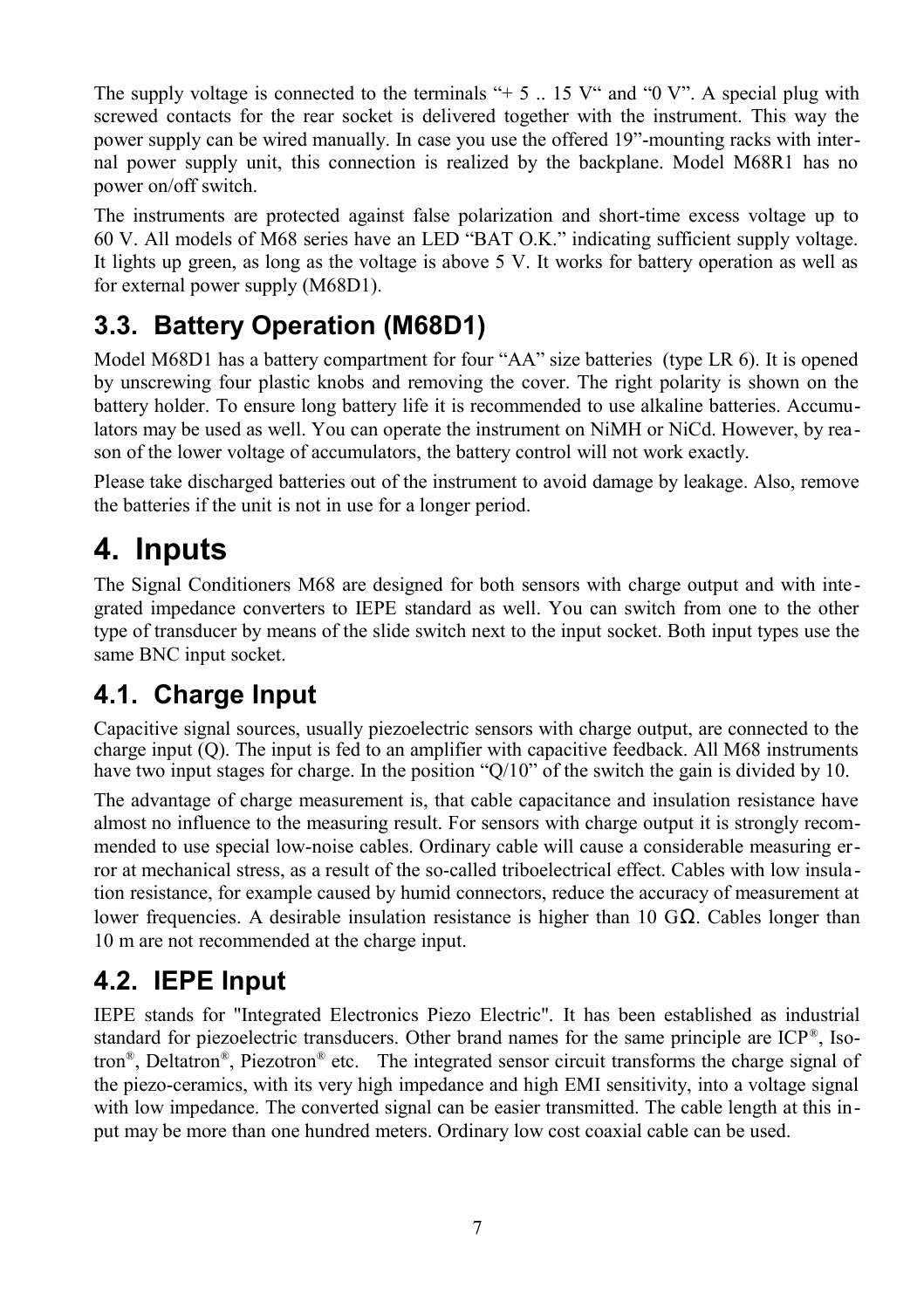The supply voltage is connected to the terminals "+ 5 .. 15 V" and "0 V". A special plug with screwed contacts for the rear socket is delivered together with the instrument. This way the power supply can be wired manually. In case you use the offered 19"-mounting racks with internal power supply unit, this connection is realized by the backplane. Model M68R1 has no power on/off switch.

The instruments are protected against false polarization and short-time excess voltage up to 60 V. All models of M68 series have an LED "BAT O.K." indicating sufficient supply voltage. It lights up green, as long as the voltage is above 5 V. It works for battery operation as well as for external power supply (M68D1).

## 3.3. Battery Operation (M68D1)

Model M68D1 has a battery compartment for four "AA" size batteries (type LR 6). It is opened by unscrewing four plastic knobs and removing the cover. The right polarity is shown on the battery holder. To ensure long battery life it is recommended to use alkaline batteries. Accumulators may be used as well. You can operate the instrument on NiMH or NiCd. However, by reason of the lower voltage of accumulators, the battery control will not work exactly.

Please take discharged batteries out of the instrument to avoid damage by leakage. Also, remove the batteries if the unit is not in use for a longer period.

# 4. Inputs

The Signal Conditioners M68 are designed for both sensors with charge output and with integrated impedance converters to IEPE standard as well. You can switch from one to the other type of transducer by means of the slide switch next to the input socket. Both input types use the same BNC input socket.

## 4.1. Charge Input

Capacitive signal sources, usually piezoelectric sensors with charge output, are connected to the charge input (Q). The input is fed to an amplifier with capacitive feedback. All M68 instruments have two input stages for charge. In the position "Q/10" of the switch the gain is divided by 10.

The advantage of charge measurement is, that cable capacitance and insulation resistance have almost no influence to the measuring result. For sensors with charge output it is strongly recommended to use special low-noise cables. Ordinary cable will cause a considerable measuring error at mechanical stress, as a result of the so-called triboelectrical effect. Cables with low insulation resistance, for example caused by humid connectors, reduce the accuracy of measurement at lower frequencies. A desirable insulation resistance is higher than 10 GΩ. Cables longer than 10 m are not recommended at the charge input.

## 4.2. IEPE Input

IEPE stands for "Integrated Electronics Piezo Electric". It has been established as industrial standard for piezoelectric transducers. Other brand names for the same principle are ICP®, Isotron®, Deltatron®, Piezotron® etc. The integrated sensor circuit transforms the charge signal of the piezo-ceramics, with its very high impedance and high EMI sensitivity, into a voltage signal with low impedance. The converted signal can be easier transmitted. The cable length at this input may be more than one hundred meters. Ordinary low cost coaxial cable can be used.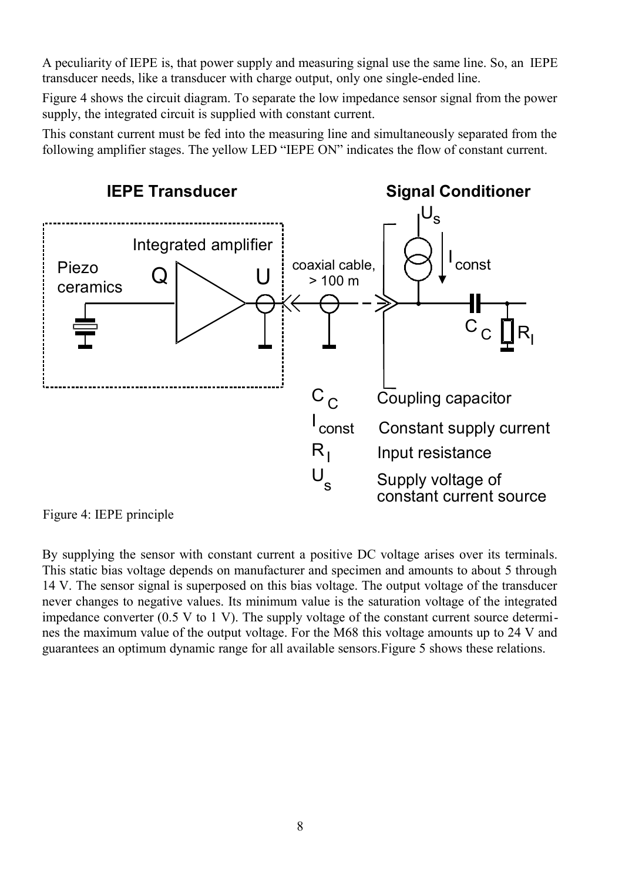A peculiarity of IEPE is, that power supply and measuring signal use the same line. So, an IEPE transducer needs, like a transducer with charge output, only one single-ended line.

Figure 4 shows the circuit diagram. To separate the low impedance sensor signal from the power supply, the integrated circuit is supplied with constant current.

This constant current must be fed into the measuring line and simultaneously separated from the following amplifier stages. The yellow LED "IEPE ON" indicates the flow of constant current.

Figure 4: IEPE principle

By supplying the sensor with constant current a positive DC voltage arises over its terminals. This static bias voltage depends on manufacturer and specimen and amounts to about 5 through 14 V. The sensor signal is superposed on this bias voltage. The output voltage of the transducer never changes to negative values. Its minimum value is the saturation voltage of the integrated impedance converter (0.5 V to 1 V). The supply voltage of the constant current source determines the maximum value of the output voltage. For the M68 this voltage amounts up to 24 V and guarantees an optimum dynamic range for all available sensors.Figure 5 shows these relations.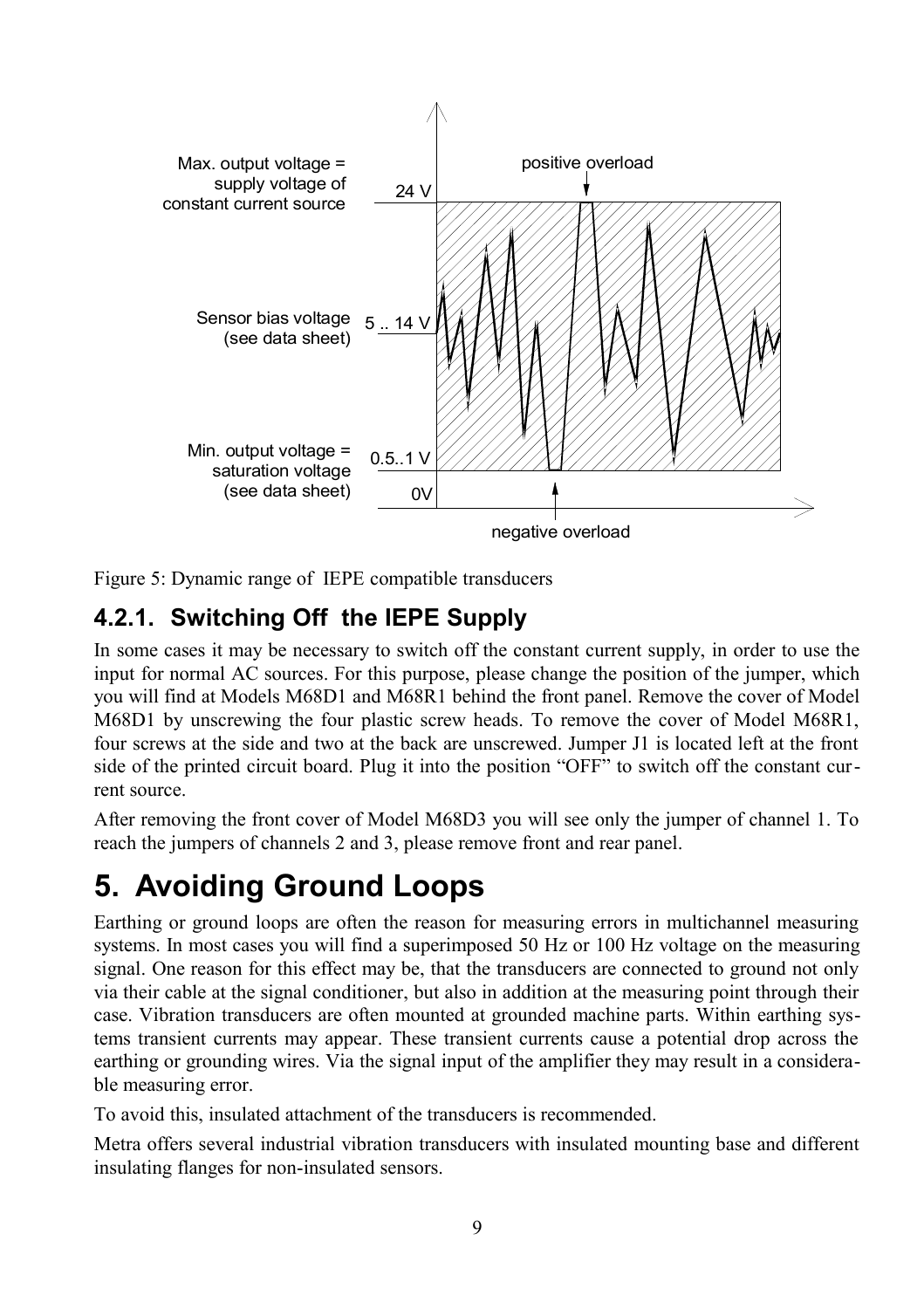Figure 5: Dynamic range of IEPE compatible transducers

### 4.2.1. Switching Off the IEPE Supply

In some cases it may be necessary to switch off the constant current supply, in order to use the input for normal AC sources. For this purpose, please change the position of the jumper, which you will find at Models M68D1 and M68R1 behind the front panel. Remove the cover of Model M68D1 by unscrewing the four plastic screw heads. To remove the cover of Model M68R1, four screws at the side and two at the back are unscrewed. Jumper J1 is located left at the front side of the printed circuit board. Plug it into the position “OFF” to switch off the constant current source.

After removing the front cover of Model M68D3 you will see only the jumper of channel 1. To reach the jumpers of channels 2 and 3, please remove front and rear panel.

# 5. Avoiding Ground Loops

Earthing or ground loops are often the reason for measuring errors in multichannel measuring systems. In most cases you will find a superimposed 50 Hz or 100 Hz voltage on the measuring signal. One reason for this effect may be, that the transducers are connected to ground not only via their cable at the signal conditioner, but also in addition at the measuring point through their case. Vibration transducers are often mounted at grounded machine parts. Within earthing systems transient currents may appear. These transient currents cause a potential drop across the earthing or grounding wires. Via the signal input of the amplifier they may result in a considerable measuring error.

To avoid this, insulated attachment of the transducers is recommended.

Metra offers several industrial vibration transducers with insulated mounting base and different insulating flanges for non-insulated sensors.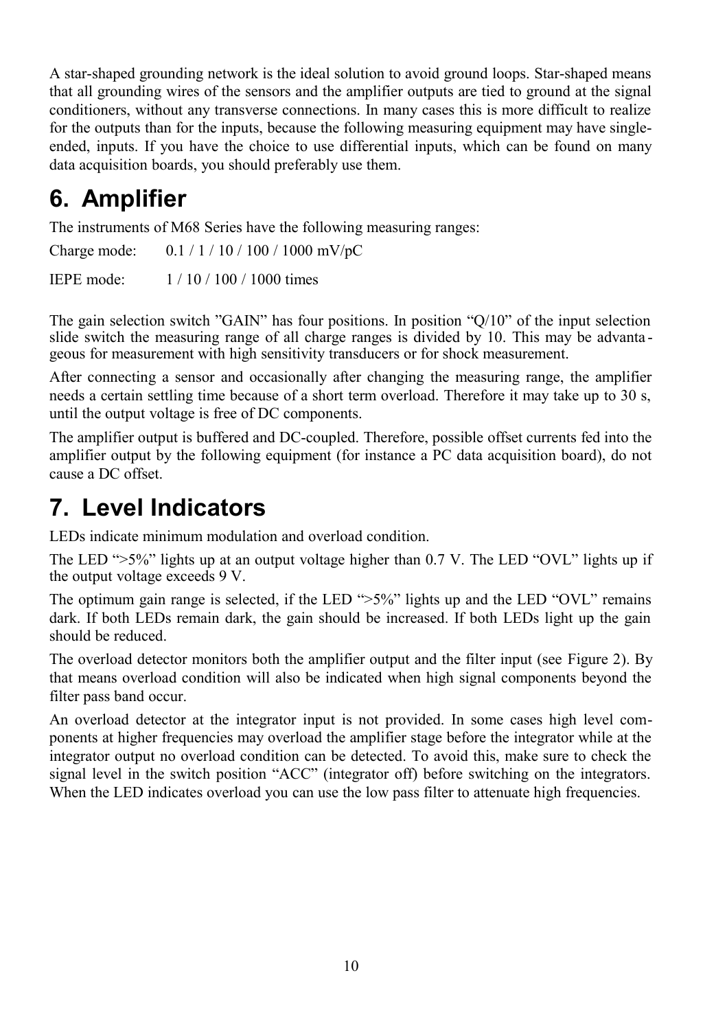A star-shaped grounding network is the ideal solution to avoid ground loops. Star-shaped means that all grounding wires of the sensors and the amplifier outputs are tied to ground at the signal conditioners, without any transverse connections. In many cases this is more difficult to realize for the outputs than for the inputs, because the following measuring equipment may have single-ended, inputs. If you have the choice to use differential inputs, which can be found on many data acquisition boards, you should preferably use them.

# 6. Amplifier

The instruments of M68 Series have the following measuring ranges:

Charge mode: 0.1 / 1 / 10 / 100 / 1000 mV/pC

IEPE mode: 1 / 10 / 100 / 1000 times

The gain selection switch ”GAIN” has four positions. In position “Q/10” of the input selection slide switch the measuring range of all charge ranges is divided by 10. This may be advantageous for measurement with high sensitivity transducers or for shock measurement.

After connecting a sensor and occasionally after changing the measuring range, the amplifier needs a certain settling time because of a short term overload. Therefore it may take up to 30 s, until the output voltage is free of DC components.

The amplifier output is buffered and DC-coupled. Therefore, possible offset currents fed into the amplifier output by the following equipment (for instance a PC data acquisition board), do not cause a DC offset.

# 7. Level Indicators

LEDs indicate minimum modulation and overload condition.

The LED “>5%” lights up at an output voltage higher than 0.7 V. The LED “OVL” lights up if the output voltage exceeds 9 V.

The optimum gain range is selected, if the LED “>5%” lights up and the LED “OVL” remains dark. If both LEDs remain dark, the gain should be increased. If both LEDs light up the gain should be reduced.

The overload detector monitors both the amplifier output and the filter input (see Figure 2). By that means overload condition will also be indicated when high signal components beyond the filter pass band occur.

An overload detector at the integrator input is not provided. In some cases high level components at higher frequencies may overload the amplifier stage before the integrator while at the integrator output no overload condition can be detected. To avoid this, make sure to check the signal level in the switch position “ACC” (integrator off) before switching on the integrators. When the LED indicates overload you can use the low pass filter to attenuate high frequencies.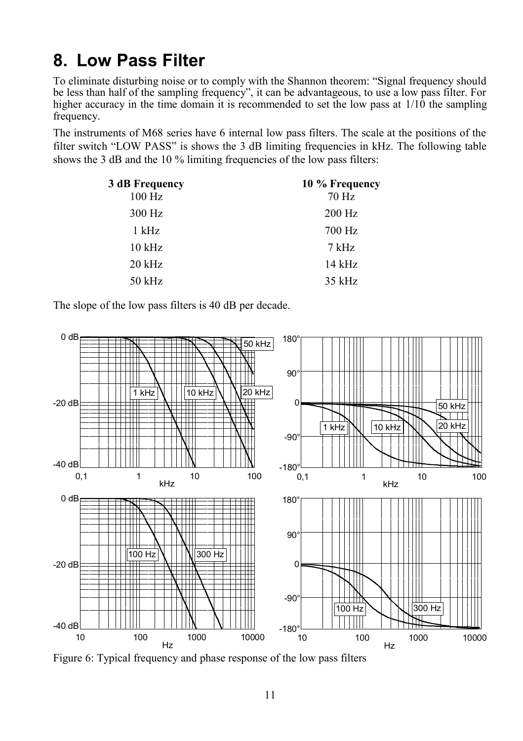# 8. Low Pass Filter

To eliminate disturbing noise or to comply with the Shannon theorem: "Signal frequency should be less than half of the sampling frequency", it can be advantageous, to use a low pass filter. For higher accuracy in the time domain it is recommended to set the low pass at 1/10 the sampling frequency.

The instruments of M68 series have 6 internal low pass filters. The scale at the positions of the filter switch "LOW PASS" is shows the 3 dB limiting frequencies in kHz. The following table shows the 3 dB and the 10 % limiting frequencies of the low pass filters:

| 3 dB Frequency | 10 % Frequency |
|---|---|
| 100 Hz | 70 Hz |
| 300 Hz | 200 Hz |
| 1 kHz | 700 Hz |
| 10 kHz | 7 kHz |
| 20 kHz | 14 kHz |
| 50 kHz | 35 kHz |

The slope of the low pass filters is 40 dB per decade.

Figure 6: Typical frequency and phase response of the low pass filters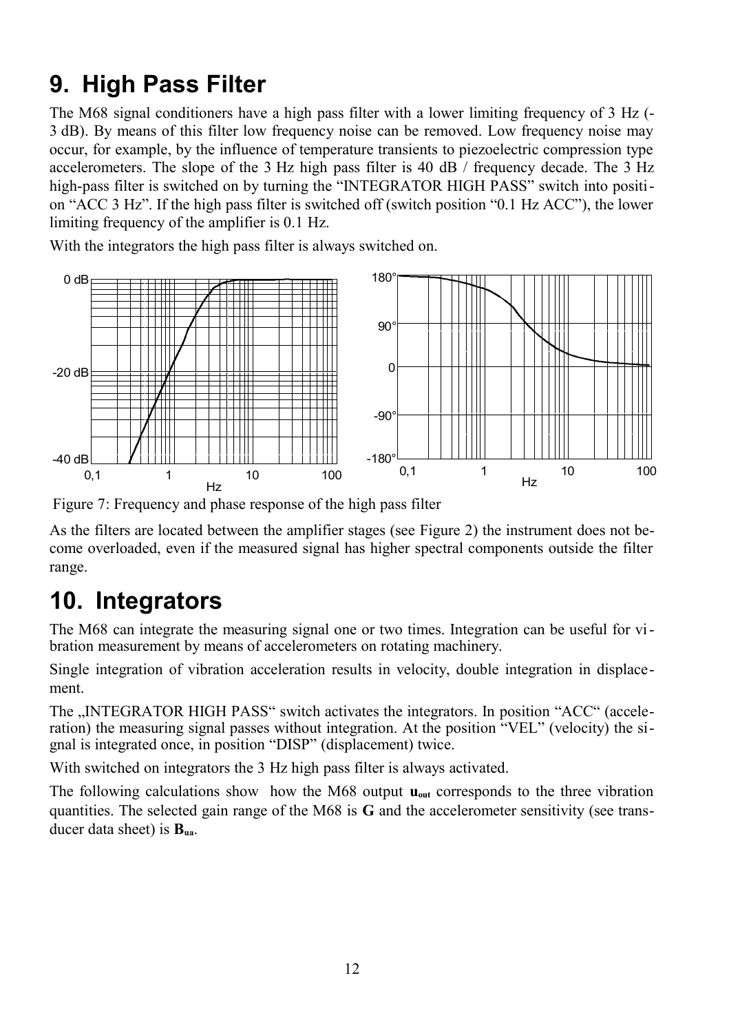# 9. High Pass Filter

The M68 signal conditioners have a high pass filter with a lower limiting frequency of 3 Hz (-3 dB). By means of this filter low frequency noise can be removed. Low frequency noise may occur, for example, by the influence of temperature transients to piezoelectric compression type accelerometers. The slope of the 3 Hz high pass filter is 40 dB / frequency decade. The 3 Hz high-pass filter is switched on by turning the "INTEGRATOR HIGH PASS" switch into position "ACC 3 Hz". If the high pass filter is switched off (switch position "0.1 Hz ACC"), the lower limiting frequency of the amplifier is 0.1 Hz.

With the integrators the high pass filter is always switched on.

Figure 7: Frequency and phase response of the high pass filter

As the filters are located between the amplifier stages (see Figure 2) the instrument does not become overloaded, even if the measured signal has higher spectral components outside the filter range.

# 10. Integrators

The M68 can integrate the measuring signal one or two times. Integration can be useful for vibration measurement by means of accelerometers on rotating machinery.

Single integration of vibration acceleration results in velocity, double integration in displacement.

The „INTEGRATOR HIGH PASS" switch activates the integrators. In position "ACC" (acceleration) the measuring signal passes without integration. At the position "VEL" (velocity) the signal is integrated once, in position "DISP" (displacement) twice.

With switched on integrators the 3 Hz high pass filter is always activated.

The following calculations show how the M68 output $\mathbf{u_{out}}$ corresponds to the three vibration quantities. The selected gain range of the M68 is **G** and the accelerometer sensitivity (see transducer data sheet) is $\mathbf{B_{ua}}$.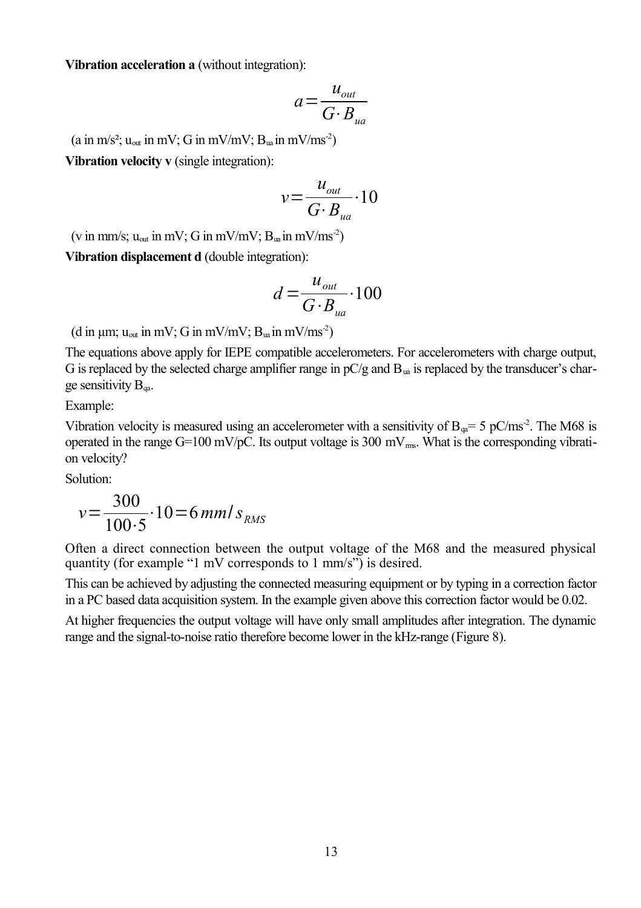**Vibration acceleration a** (without integration):

$$a = \frac{u_{out}}{G \cdot B_{ua}}$$

(a in m/s²; $u_{out}$ in mV; G in mV/mV; $B_{ua}$ in mV/ms$^{-2}$)

**Vibration velocity v** (single integration):

$$v = \frac{u_{out}}{G \cdot B_{ua}} \cdot 10$$

(v in mm/s; $u_{out}$ in mV; G in mV/mV; $B_{ua}$ in mV/ms$^{-2}$)

**Vibration displacement d** (double integration):

$$d = \frac{u_{out}}{G \cdot B_{ua}} \cdot 100$$

(d in µm; $u_{out}$ in mV; G in mV/mV; $B_{ua}$ in mV/ms$^{-2}$)

The equations above apply for IEPE compatible accelerometers. For accelerometers with charge output, G is replaced by the selected charge amplifier range in pC/g and $B_{ua}$ is replaced by the transducer's charge sensitivity $B_{qa}$.

Example:

Vibration velocity is measured using an accelerometer with a sensitivity of $B_{qa}$= 5 pC/ms$^{-2}$. The M68 is operated in the range G=100 mV/pC. Its output voltage is 300 mV$_{rms}$. What is the corresponding vibration velocity?

Solution:

$$v = \frac{300}{100 \cdot 5} \cdot 10 = 6\, mm/s_{RMS}$$

Often a direct connection between the output voltage of the M68 and the measured physical quantity (for example "1 mV corresponds to 1 mm/s") is desired.

This can be achieved by adjusting the connected measuring equipment or by typing in a correction factor in a PC based data acquisition system. In the example given above this correction factor would be 0.02.

At higher frequencies the output voltage will have only small amplitudes after integration. The dynamic range and the signal-to-noise ratio therefore become lower in the kHz-range (Figure 8).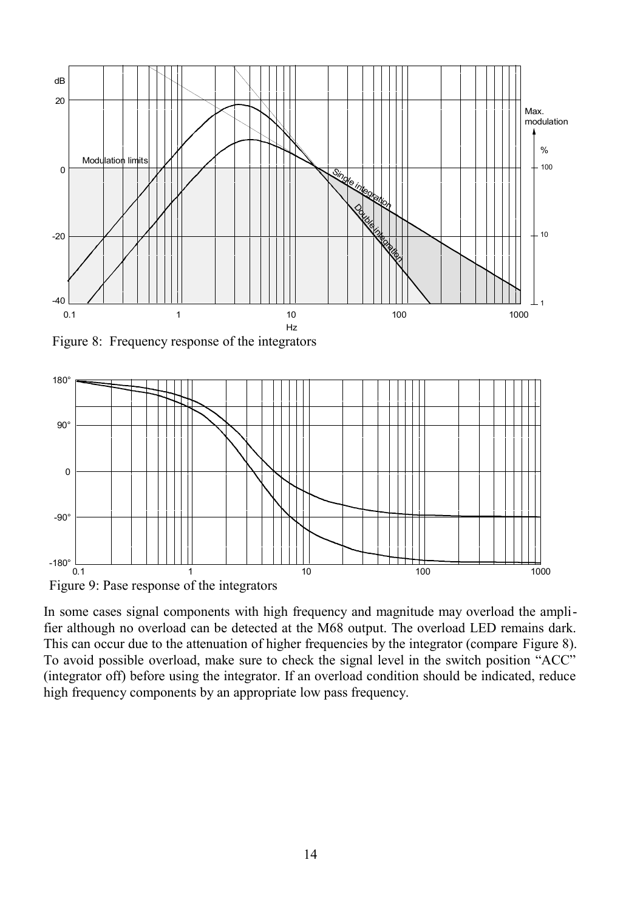Figure 8: Frequency response of the integrators

Figure 9: Pase response of the integrators

In some cases signal components with high frequency and magnitude may overload the amplifier although no overload can be detected at the M68 output. The overload LED remains dark. This can occur due to the attenuation of higher frequencies by the integrator (compare Figure 8). To avoid possible overload, make sure to check the signal level in the switch position "ACC" (integrator off) before using the integrator. If an overload condition should be indicated, reduce high frequency components by an appropriate low pass frequency.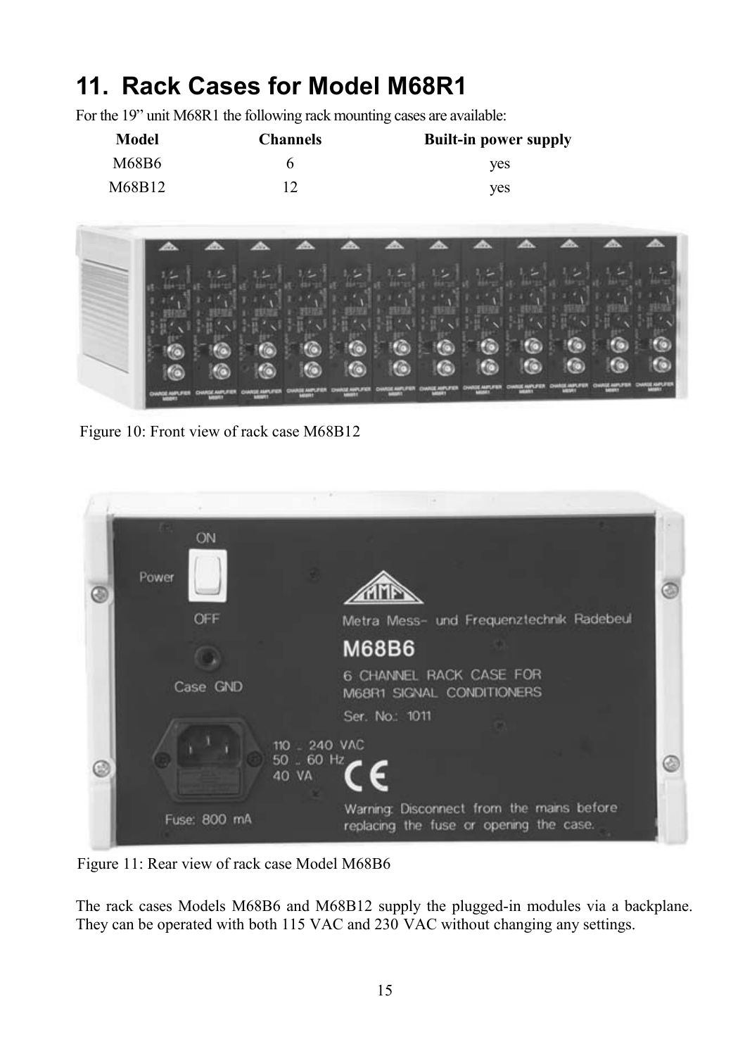# 11. Rack Cases for Model M68R1

For the 19" unit M68R1 the following rack mounting cases are available:

| Model | Channels | Built-in power supply |
|---|---|---|
| M68B6 | 6 | yes |
| M68B12 | 12 | yes |

Figure 10: Front view of rack case M68B12

Figure 11: Rear view of rack case Model M68B6

The rack cases Models M68B6 and M68B12 supply the plugged-in modules via a backplane. They can be operated with both 115 VAC and 230 VAC without changing any settings.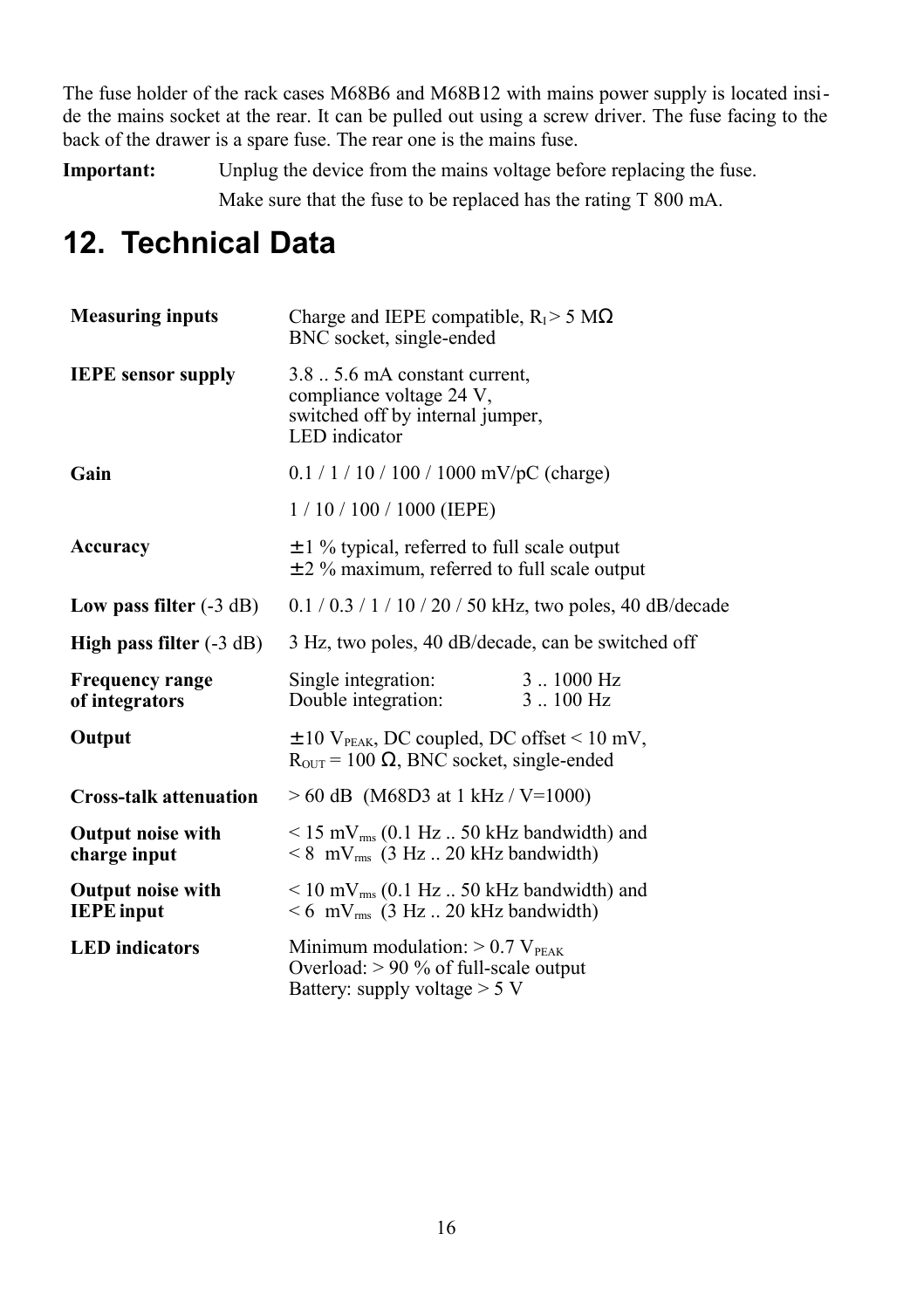The fuse holder of the rack cases M68B6 and M68B12 with mains power supply is located inside the mains socket at the rear. It can be pulled out using a screw driver. The fuse facing to the back of the drawer is a spare fuse. The rear one is the mains fuse.

**Important:** Unplug the device from the mains voltage before replacing the fuse.

Make sure that the fuse to be replaced has the rating T 800 mA.

# 12. Technical Data

| | |
|---|---|
| **Measuring inputs** | Charge and IEPE compatible, $R_I > 5$ MΩ<br>BNC socket, single-ended |
| **IEPE sensor supply** | 3.8 .. 5.6 mA constant current,<br>compliance voltage 24 V,<br>switched off by internal jumper,<br>LED indicator |
| **Gain** | 0.1 / 1 / 10 / 100 / 1000 mV/pC (charge)<br>1 / 10 / 100 / 1000 (IEPE) |
| **Accuracy** | ±1 % typical, referred to full scale output<br>±2 % maximum, referred to full scale output |
| **Low pass filter** (-3 dB) | 0.1 / 0.3 / 1 / 10 / 20 / 50 kHz, two poles, 40 dB/decade |
| **High pass filter** (-3 dB) | 3 Hz, two poles, 40 dB/decade, can be switched off |
| **Frequency range of integrators** | Single integration: 3 .. 1000 Hz<br>Double integration: 3 .. 100 Hz |
| **Output** | ±10 $V_{PEAK}$, DC coupled, DC offset < 10 mV,<br>$R_{OUT}$ = 100 Ω, BNC socket, single-ended |
| **Cross-talk attenuation** | > 60 dB (M68D3 at 1 kHz / V=1000) |
| **Output noise with charge input** | < 15 $mV_{rms}$ (0.1 Hz .. 50 kHz bandwidth) and<br>< 8 $mV_{rms}$ (3 Hz .. 20 kHz bandwidth) |
| **Output noise with IEPE input** | < 10 $mV_{rms}$ (0.1 Hz .. 50 kHz bandwidth) and<br>< 6 $mV_{rms}$ (3 Hz .. 20 kHz bandwidth) |
| **LED indicators** | Minimum modulation: > 0.7 $V_{PEAK}$<br>Overload: > 90 % of full-scale output<br>Battery: supply voltage > 5 V |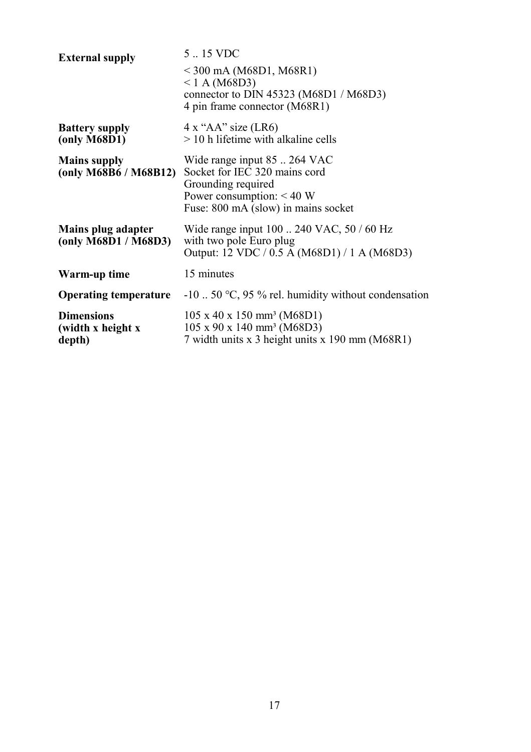| | |
|---|---|
| **External supply** | 5 .. 15 VDC<br>< 300 mA (M68D1, M68R1)<br>< 1 A (M68D3)<br>connector to DIN 45323 (M68D1 / M68D3)<br>4 pin frame connector (M68R1) |
| **Battery supply (only M68D1)** | 4 x “AA” size (LR6)<br>> 10 h lifetime with alkaline cells |
| **Mains supply (only M68B6 / M68B12)** | Wide range input 85 .. 264 VAC<br>Socket for IEC 320 mains cord<br>Grounding required<br>Power consumption: < 40 W<br>Fuse: 800 mA (slow) in mains socket |
| **Mains plug adapter (only M68D1 / M68D3)** | Wide range input 100 .. 240 VAC, 50 / 60 Hz<br>with two pole Euro plug<br>Output: 12 VDC / 0.5 A (M68D1) / 1 A (M68D3) |
| **Warm-up time** | 15 minutes |
| **Operating temperature** | -10 .. 50 °C, 95 % rel. humidity without condensation |
| **Dimensions (width x height x depth)** | 105 x 40 x 150 mm³ (M68D1)<br>105 x 90 x 140 mm³ (M68D3)<br>7 width units x 3 height units x 190 mm (M68R1) |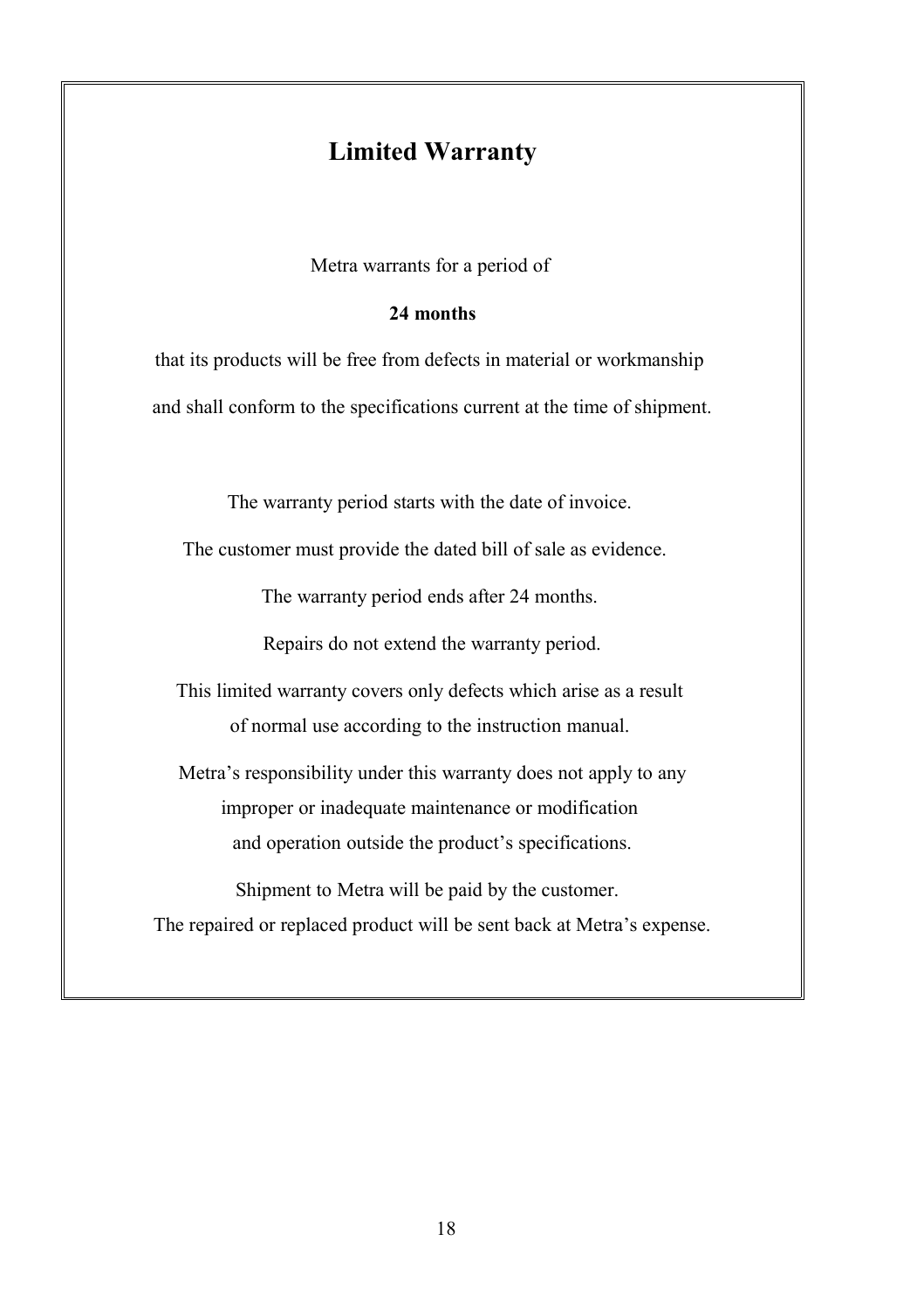# Limited Warranty

Metra warrants for a period of

**24 months**

that its products will be free from defects in material or workmanship and shall conform to the specifications current at the time of shipment.

The warranty period starts with the date of invoice.

The customer must provide the dated bill of sale as evidence.

The warranty period ends after 24 months.

Repairs do not extend the warranty period.

This limited warranty covers only defects which arise as a result of normal use according to the instruction manual.

Metra's responsibility under this warranty does not apply to any improper or inadequate maintenance or modification and operation outside the product's specifications.

Shipment to Metra will be paid by the customer.
The repaired or replaced product will be sent back at Metra's expense.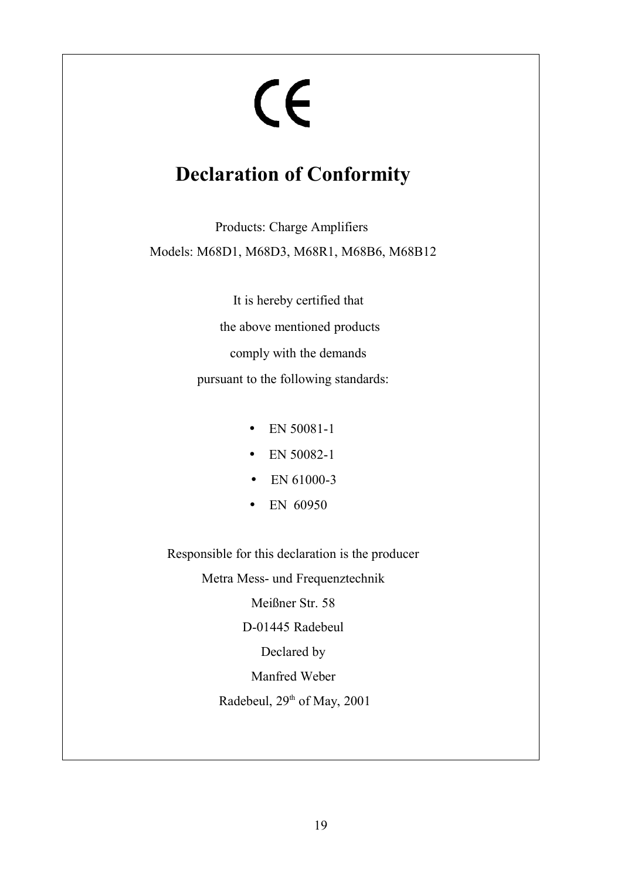CE

# Declaration of Conformity

Products: Charge Amplifiers

Models: M68D1, M68D3, M68R1, M68B6, M68B12

It is hereby certified that

the above mentioned products

comply with the demands

pursuant to the following standards:

- EN 50081-1
- EN 50082-1
- EN 61000-3
- EN 60950

Responsible for this declaration is the producer

Metra Mess- und Frequenztechnik

Meißner Str. 58

D-01445 Radebeul

Declared by

Manfred Weber

Radebeul, 29th of May, 2001